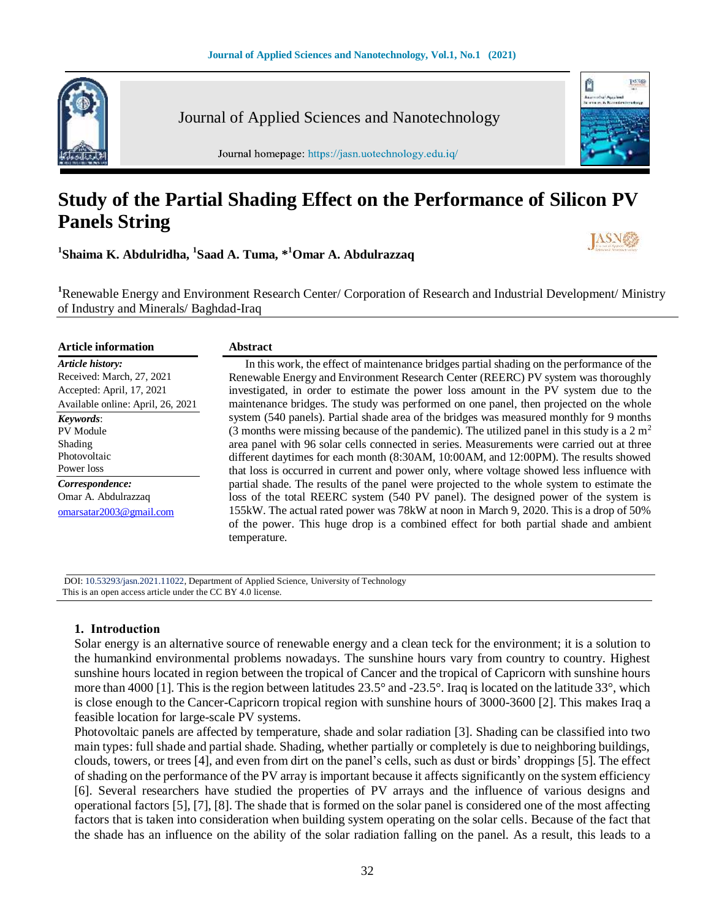# Study of the Partial Shading Effect on the Performance of Silicon PV Panels String

[1]Shaima K. Abdulridha, [1]Saad A. Tuma, *[1]Omar A. Abdulrazzaq

[1]Renewable Energy and Environment Research Center/ Corporation of Research and Industrial Development/ Ministry of Industry and Minerals/ Baghdad-Iraq

**Article information**

***Article history:***
Received: March, 27, 2021
Accepted: April, 17, 2021
Available online: April, 26, 2021

***Keywords***:
PV Module
Shading
Photovoltaic
Power loss

***Correspondence:***
Omar A. Abdulrazzaq
omarsatar2003@gmail.com

**Abstract**

In this work, the effect of maintenance bridges partial shading on the performance of the Renewable Energy and Environment Research Center (REERC) PV system was thoroughly investigated, in order to estimate the power loss amount in the PV system due to the maintenance bridges. The study was performed on one panel, then projected on the whole system (540 panels). Partial shade area of the bridges was measured monthly for 9 months (3 months were missing because of the pandemic). The utilized panel in this study is a 2 $m^2$ area panel with 96 solar cells connected in series. Measurements were carried out at three different daytimes for each month (8:30AM, 10:00AM, and 12:00PM). The results showed that loss is occurred in current and power only, where voltage showed less influence with partial shade. The results of the panel were projected to the whole system to estimate the loss of the total REERC system (540 PV panel). The designed power of the system is 155kW. The actual rated power was 78kW at noon in March 9, 2020. This is a drop of 50% of the power. This huge drop is a combined effect for both partial shade and ambient temperature.

DOI: 10.53293/jasn.2021.11022, Department of Applied Science, University of Technology
This is an open access article under the CC BY 4.0 license.

## 1. Introduction

Solar energy is an alternative source of renewable energy and a clean teck for the environment; it is a solution to the humankind environmental problems nowadays. The sunshine hours vary from country to country. Highest sunshine hours located in region between the tropical of Cancer and the tropical of Capricorn with sunshine hours more than 4000 [1]. This is the region between latitudes 23.5° and -23.5°. Iraq is located on the latitude 33°, which is close enough to the Cancer-Capricorn tropical region with sunshine hours of 3000-3600 [2]. This makes Iraq a feasible location for large-scale PV systems.

Photovoltaic panels are affected by temperature, shade and solar radiation [3]. Shading can be classified into two main types: full shade and partial shade. Shading, whether partially or completely is due to neighboring buildings, clouds, towers, or trees [4], and even from dirt on the panel's cells, such as dust or birds' droppings [5]. The effect of shading on the performance of the PV array is important because it affects significantly on the system efficiency [6]. Several researchers have studied the properties of PV arrays and the influence of various designs and operational factors [5], [7], [8]. The shade that is formed on the solar panel is considered one of the most affecting factors that is taken into consideration when building system operating on the solar cells. Because of the fact that the shade has an influence on the ability of the solar radiation falling on the panel. As a result, this leads to a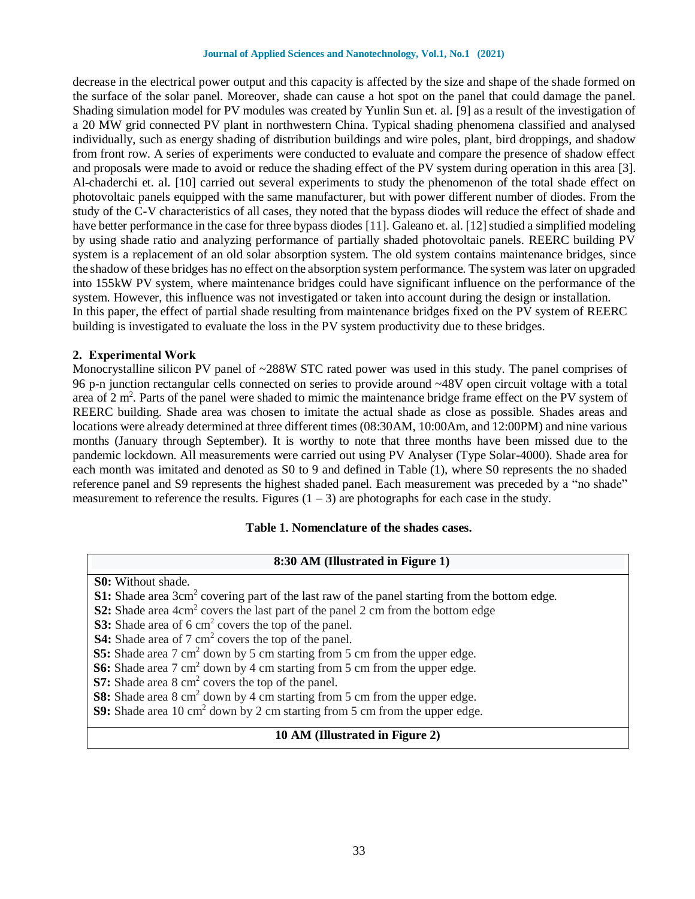decrease in the electrical power output and this capacity is affected by the size and shape of the shade formed on the surface of the solar panel. Moreover, shade can cause a hot spot on the panel that could damage the panel. Shading simulation model for PV modules was created by Yunlin Sun et. al. [9] as a result of the investigation of a 20 MW grid connected PV plant in northwestern China. Typical shading phenomena classified and analysed individually, such as energy shading of distribution buildings and wire poles, plant, bird droppings, and shadow from front row. A series of experiments were conducted to evaluate and compare the presence of shadow effect and proposals were made to avoid or reduce the shading effect of the PV system during operation in this area [3]. Al-chaderchi et. al. [10] carried out several experiments to study the phenomenon of the total shade effect on photovoltaic panels equipped with the same manufacturer, but with power different number of diodes. From the study of the C-V characteristics of all cases, they noted that the bypass diodes will reduce the effect of shade and have better performance in the case for three bypass diodes [11]. Galeano et. al. [12] studied a simplified modeling by using shade ratio and analyzing performance of partially shaded photovoltaic panels. REERC building PV system is a replacement of an old solar absorption system. The old system contains maintenance bridges, since the shadow of these bridges has no effect on the absorption system performance. The system was later on upgraded into 155kW PV system, where maintenance bridges could have significant influence on the performance of the system. However, this influence was not investigated or taken into account during the design or installation.
In this paper, the effect of partial shade resulting from maintenance bridges fixed on the PV system of REERC building is investigated to evaluate the loss in the PV system productivity due to these bridges.

## 2. Experimental Work

Monocrystalline silicon PV panel of ~288W STC rated power was used in this study. The panel comprises of 96 p-n junction rectangular cells connected on series to provide around ~48V open circuit voltage with a total area of 2 m$^2$. Parts of the panel were shaded to mimic the maintenance bridge frame effect on the PV system of REERC building. Shade area was chosen to imitate the actual shade as close as possible. Shades areas and locations were already determined at three different times (08:30AM, 10:00Am, and 12:00PM) and nine various months (January through September). It is worthy to note that three months have been missed due to the pandemic lockdown. All measurements were carried out using PV Analyser (Type Solar-4000). Shade area for each month was imitated and denoted as S0 to 9 and defined in Table (1), where S0 represents the no shaded reference panel and S9 represents the highest shaded panel. Each measurement was preceded by a "no shade" measurement to reference the results. Figures (1 – 3) are photographs for each case in the study.

**Table 1. Nomenclature of the shades cases.**

| 8:30 AM (Illustrated in Figure 1) |
|---|
| **S0:** Without shade.<br>**S1:** Shade area 3cm$^2$ covering part of the last raw of the panel starting from the bottom edge.<br>**S2:** Shade area 4cm$^2$ covers the last part of the panel 2 cm from the bottom edge<br>**S3:** Shade area of 6 cm$^2$ covers the top of the panel.<br>**S4:** Shade area of 7 cm$^2$ covers the top of the panel.<br>**S5:** Shade area 7 cm$^2$ down by 5 cm starting from 5 cm from the upper edge.<br>**S6:** Shade area 7 cm$^2$ down by 4 cm starting from 5 cm from the upper edge.<br>**S7:** Shade area 8 cm$^2$ covers the top of the panel.<br>**S8:** Shade area 8 cm$^2$ down by 4 cm starting from 5 cm from the upper edge.<br>**S9:** Shade area 10 cm$^2$ down by 2 cm starting from 5 cm from the upper edge. |
| **10 AM (Illustrated in Figure 2)** |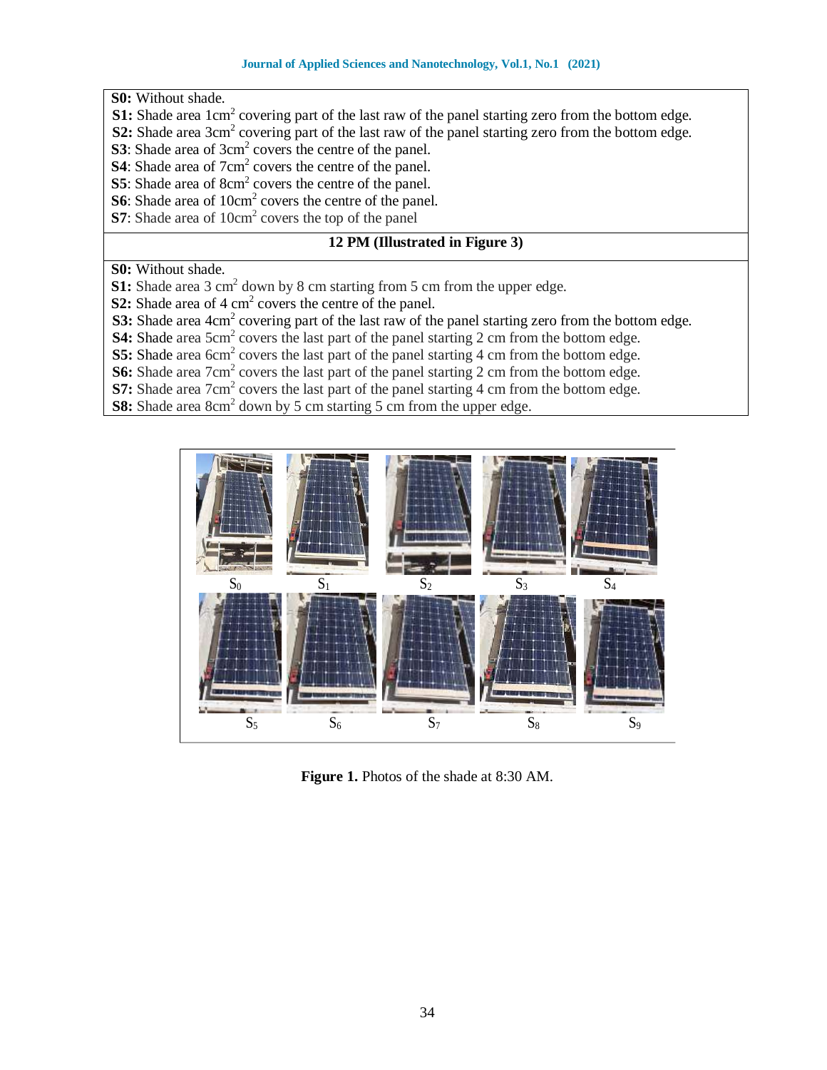| |
|---|
| **S0:** Without shade.<br>**S1:** Shade area 1cm$^2$ covering part of the last raw of the panel starting zero from the bottom edge.<br>**S2:** Shade area 3cm$^2$ covering part of the last raw of the panel starting zero from the bottom edge.<br>**S3**: Shade area of 3cm$^2$ covers the centre of the panel.<br>**S4**: Shade area of 7cm$^2$ covers the centre of the panel.<br>**S5**: Shade area of 8cm$^2$ covers the centre of the panel.<br>**S6**: Shade area of 10cm$^2$ covers the centre of the panel.<br>**S7**: Shade area of 10cm$^2$ covers the top of the panel |
| **12 PM (Illustrated in Figure 3)** |
| **S0:** Without shade.<br>**S1:** Shade area 3 cm$^2$ down by 8 cm starting from 5 cm from the upper edge.<br>**S2:** Shade area of 4 cm$^2$ covers the centre of the panel.<br>**S3:** Shade area 4cm$^2$ covering part of the last raw of the panel starting zero from the bottom edge.<br>**S4:** Shade area 5cm$^2$ covers the last part of the panel starting 2 cm from the bottom edge.<br>**S5:** Shade area 6cm$^2$ covers the last part of the panel starting 4 cm from the bottom edge.<br>**S6:** Shade area 7cm$^2$ covers the last part of the panel starting 2 cm from the bottom edge.<br>**S7:** Shade area 7cm$^2$ covers the last part of the panel starting 4 cm from the bottom edge.<br>**S8:** Shade area 8cm$^2$ down by 5 cm starting 5 cm from the upper edge. |

$S_0$ $S_1$ $S_2$ $S_3$ $S_4$

$S_5$ $S_6$ $S_7$ $S_8$ $S_9$

**Figure 1.** Photos of the shade at 8:30 AM.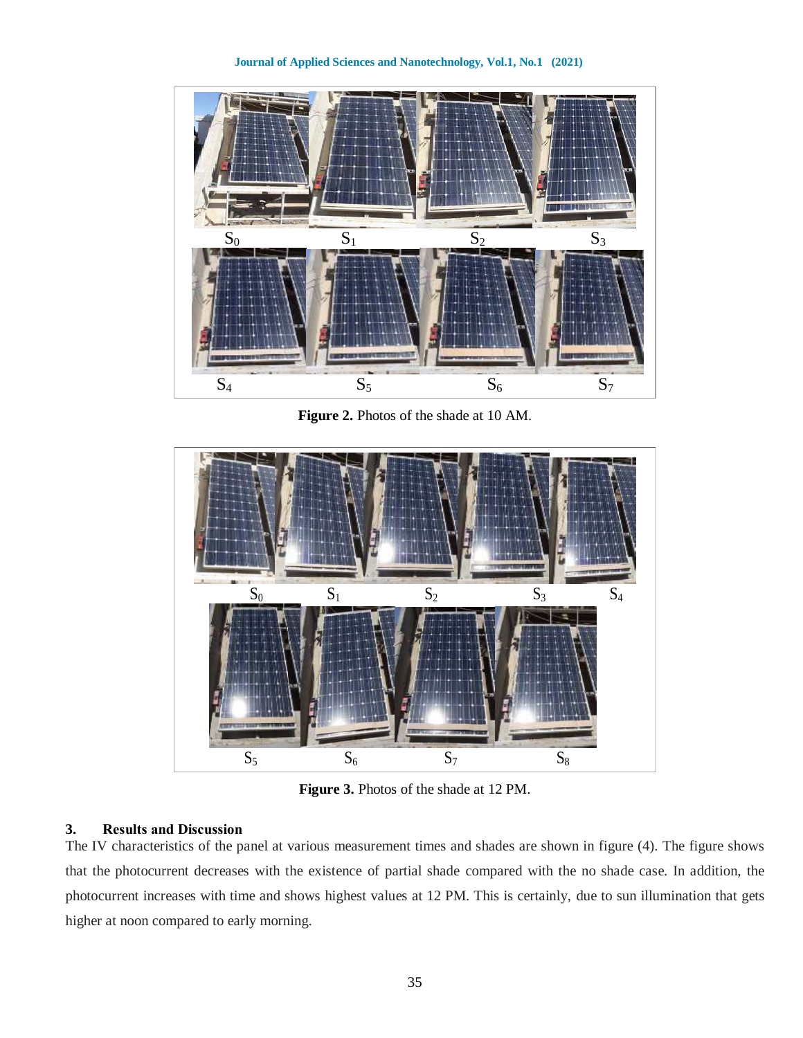Figure 2. Photos of the shade at 10 AM.

Figure 3. Photos of the shade at 12 PM.

## 3. Results and Discussion

The IV characteristics of the panel at various measurement times and shades are shown in figure (4). The figure shows that the photocurrent decreases with the existence of partial shade compared with the no shade case. In addition, the photocurrent increases with time and shows highest values at 12 PM. This is certainly, due to sun illumination that gets higher at noon compared to early morning.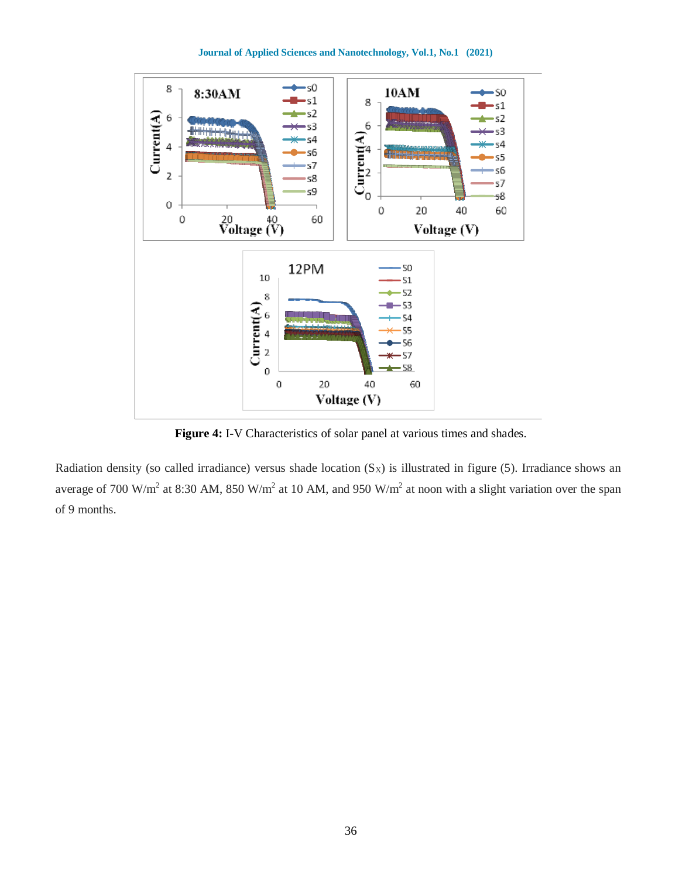**Figure 4:** I-V Characteristics of solar panel at various times and shades.

Radiation density (so called irradiance) versus shade location ($S_X$) is illustrated in figure (5). Irradiance shows an average of 700 W/m$^2$ at 8:30 AM, 850 W/m$^2$ at 10 AM, and 950 W/m$^2$ at noon with a slight variation over the span of 9 months.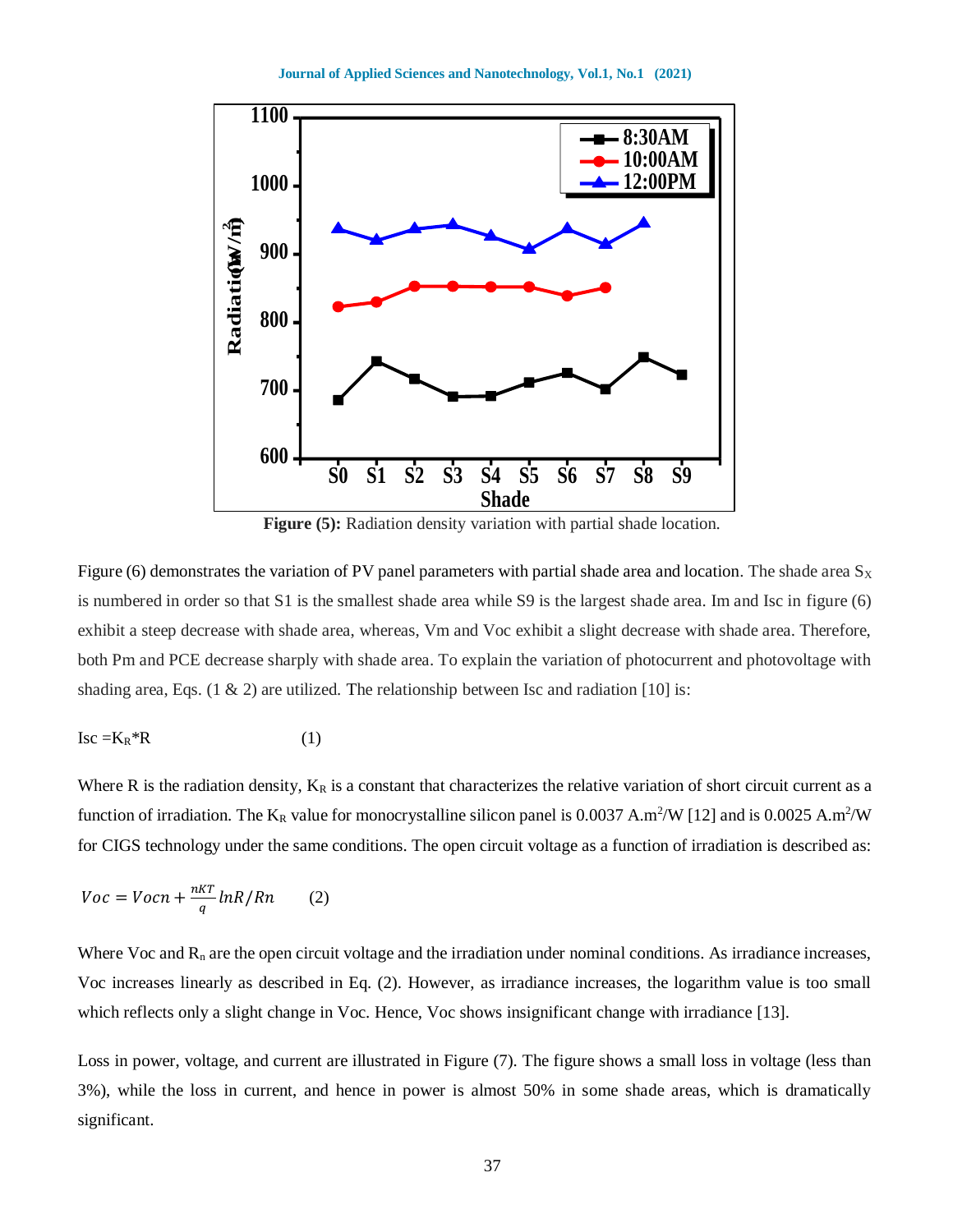Figure (5): Radiation density variation with partial shade location.

Figure (6) demonstrates the variation of PV panel parameters with partial shade area and location. The shade area $S_X$ is numbered in order so that S1 is the smallest shade area while S9 is the largest shade area. Im and Isc in figure (6) exhibit a steep decrease with shade area, whereas, Vm and Voc exhibit a slight decrease with shade area. Therefore, both Pm and PCE decrease sharply with shade area. To explain the variation of photocurrent and photovoltage with shading area, Eqs. (1 & 2) are utilized. The relationship between Isc and radiation [10] is:

$$Isc = K_R * R \qquad (1)$$

Where R is the radiation density, $K_R$ is a constant that characterizes the relative variation of short circuit current as a function of irradiation. The $K_R$ value for monocrystalline silicon panel is 0.0037 A.m$^2$/W [12] and is 0.0025 A.m$^2$/W for CIGS technology under the same conditions. The open circuit voltage as a function of irradiation is described as:

$$Voc = Vocn + \frac{nKT}{q} lnR/Rn \qquad (2)$$

Where Voc and $R_n$ are the open circuit voltage and the irradiation under nominal conditions. As irradiance increases, Voc increases linearly as described in Eq. (2). However, as irradiance increases, the logarithm value is too small which reflects only a slight change in Voc. Hence, Voc shows insignificant change with irradiance [13].

Loss in power, voltage, and current are illustrated in Figure (7). The figure shows a small loss in voltage (less than 3%), while the loss in current, and hence in power is almost 50% in some shade areas, which is dramatically significant.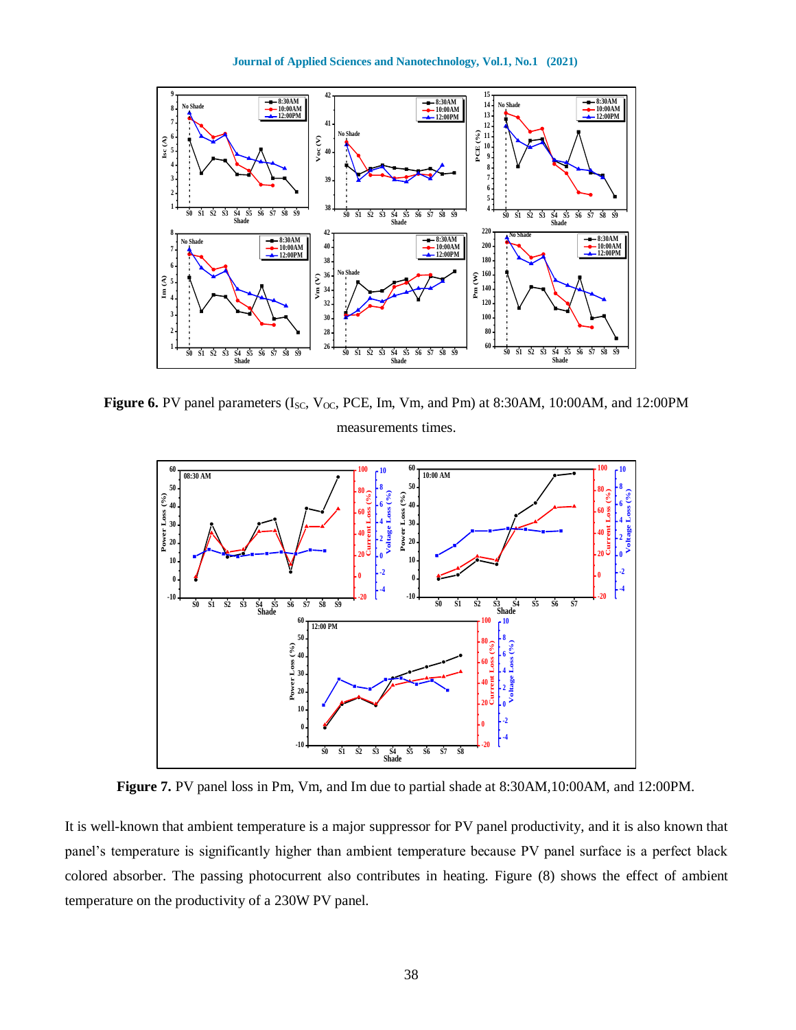**Figure 6.** PV panel parameters ($I_{SC}$, $V_{OC}$, PCE, Im, Vm, and Pm) at 8:30AM, 10:00AM, and 12:00PM measurements times.

**Figure 7.** PV panel loss in Pm, Vm, and Im due to partial shade at 8:30AM,10:00AM, and 12:00PM.

It is well-known that ambient temperature is a major suppressor for PV panel productivity, and it is also known that panel's temperature is significantly higher than ambient temperature because PV panel surface is a perfect black colored absorber. The passing photocurrent also contributes in heating. Figure (8) shows the effect of ambient temperature on the productivity of a 230W PV panel.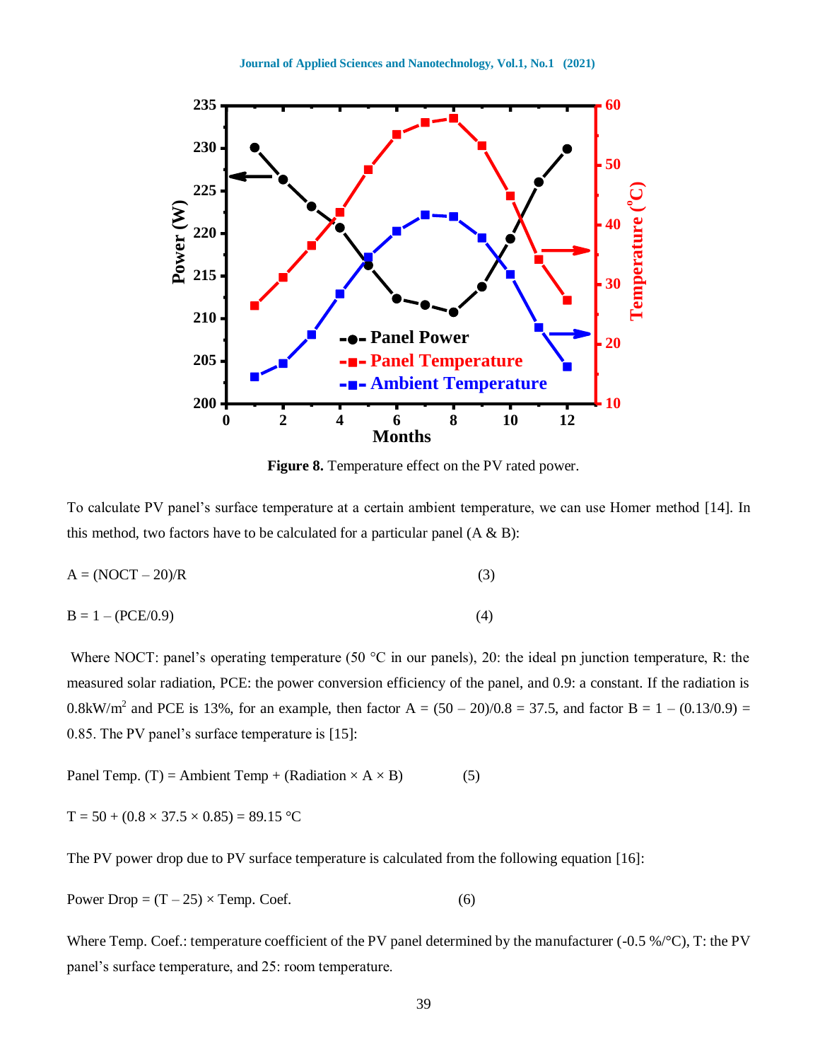**Figure 8.** Temperature effect on the PV rated power.

To calculate PV panel's surface temperature at a certain ambient temperature, we can use Homer method [14]. In this method, two factors have to be calculated for a particular panel (A & B):

$$A = (NOCT - 20)/R \quad (3)$$

$$B = 1 - (PCE/0.9) \quad (4)$$

Where NOCT: panel's operating temperature (50 °C in our panels), 20: the ideal pn junction temperature, R: the measured solar radiation, PCE: the power conversion efficiency of the panel, and 0.9: a constant. If the radiation is $0.8 kW/m^2$ and PCE is 13%, for an example, then factor $A = (50 - 20)/0.8 = 37.5$, and factor $B = 1 - (0.13/0.9) = 0.85$. The PV panel's surface temperature is [15]:

$$\text{Panel Temp. (T)} = \text{Ambient Temp} + (\text{Radiation} \times A \times B) \quad (5)$$

$$T = 50 + (0.8 \times 37.5 \times 0.85) = 89.15\ °C$$

The PV power drop due to PV surface temperature is calculated from the following equation [16]:

$$\text{Power Drop} = (T - 25) \times \text{Temp. Coef.} \quad (6)$$

Where Temp. Coef.: temperature coefficient of the PV panel determined by the manufacturer (-0.5 %/°C), T: the PV panel's surface temperature, and 25: room temperature.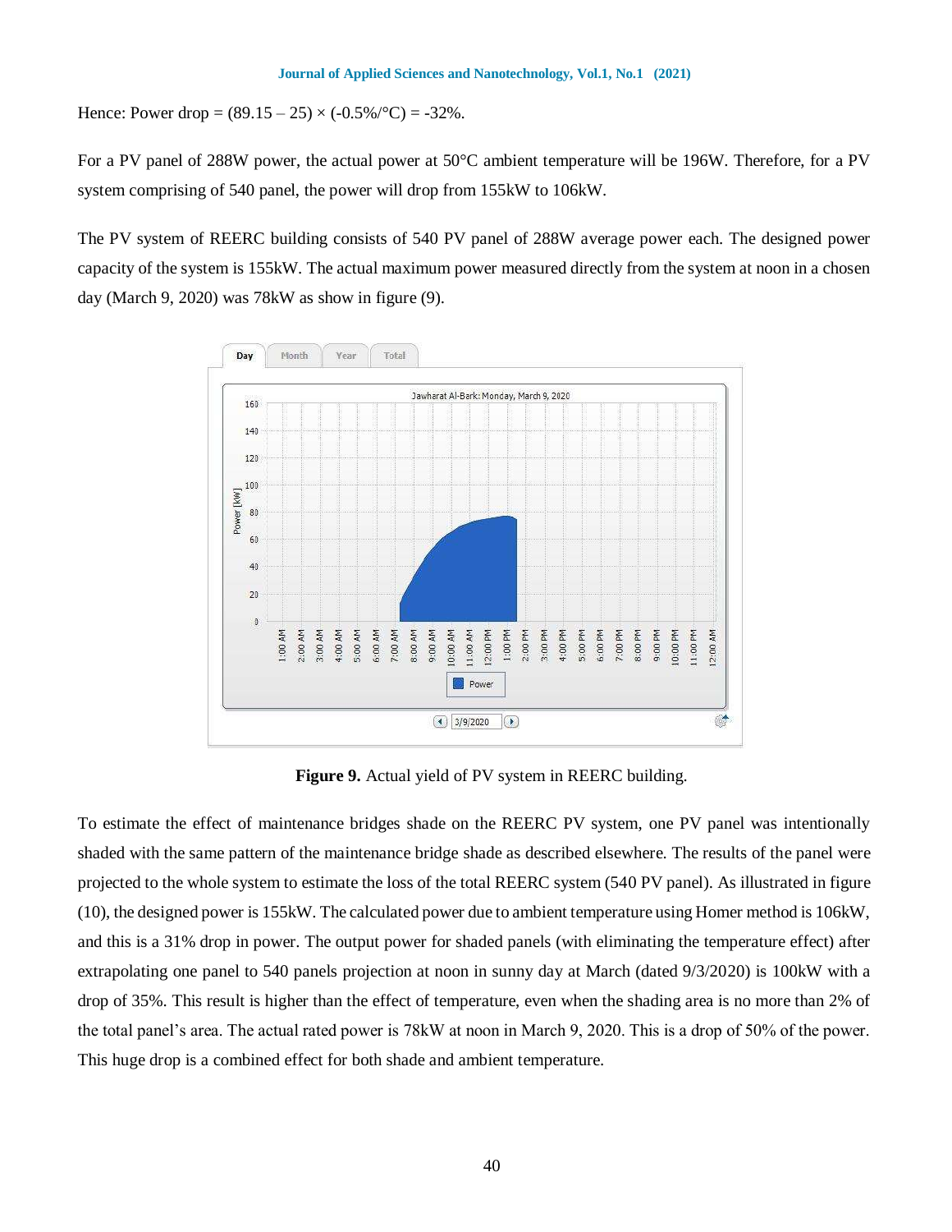Hence: Power drop = (89.15 – 25) × (-0.5%/°C) = -32%.

For a PV panel of 288W power, the actual power at 50°C ambient temperature will be 196W. Therefore, for a PV system comprising of 540 panel, the power will drop from 155kW to 106kW.

The PV system of REERC building consists of 540 PV panel of 288W average power each. The designed power capacity of the system is 155kW. The actual maximum power measured directly from the system at noon in a chosen day (March 9, 2020) was 78kW as show in figure (9).

**Figure 9.** Actual yield of PV system in REERC building.

To estimate the effect of maintenance bridges shade on the REERC PV system, one PV panel was intentionally shaded with the same pattern of the maintenance bridge shade as described elsewhere. The results of the panel were projected to the whole system to estimate the loss of the total REERC system (540 PV panel). As illustrated in figure (10), the designed power is 155kW. The calculated power due to ambient temperature using Homer method is 106kW, and this is a 31% drop in power. The output power for shaded panels (with eliminating the temperature effect) after extrapolating one panel to 540 panels projection at noon in sunny day at March (dated 9/3/2020) is 100kW with a drop of 35%. This result is higher than the effect of temperature, even when the shading area is no more than 2% of the total panel's area. The actual rated power is 78kW at noon in March 9, 2020. This is a drop of 50% of the power. This huge drop is a combined effect for both shade and ambient temperature.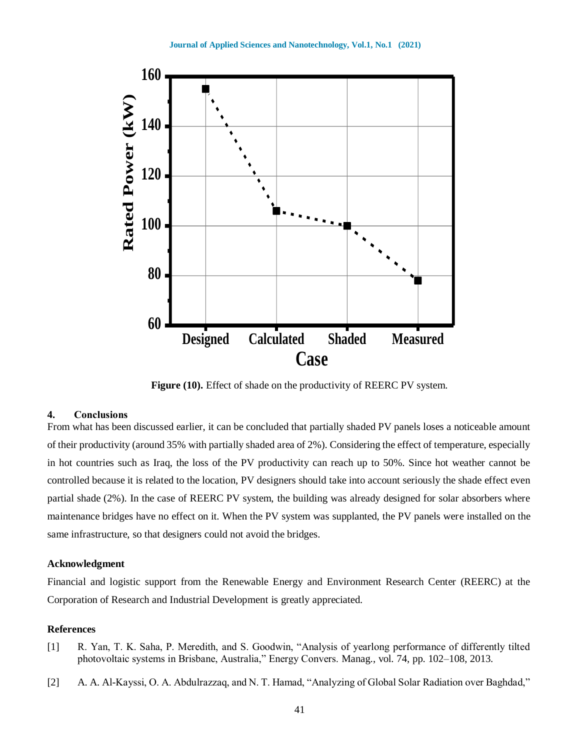Figure (10). Effect of shade on the productivity of REERC PV system.

## 4. Conclusions

From what has been discussed earlier, it can be concluded that partially shaded PV panels loses a noticeable amount of their productivity (around 35% with partially shaded area of 2%). Considering the effect of temperature, especially in hot countries such as Iraq, the loss of the PV productivity can reach up to 50%. Since hot weather cannot be controlled because it is related to the location, PV designers should take into account seriously the shade effect even partial shade (2%). In the case of REERC PV system, the building was already designed for solar absorbers where maintenance bridges have no effect on it. When the PV system was supplanted, the PV panels were installed on the same infrastructure, so that designers could not avoid the bridges.

### Acknowledgment

Financial and logistic support from the Renewable Energy and Environment Research Center (REERC) at the Corporation of Research and Industrial Development is greatly appreciated.

### References

[1] R. Yan, T. K. Saha, P. Meredith, and S. Goodwin, "Analysis of yearlong performance of differently tilted photovoltaic systems in Brisbane, Australia," Energy Convers. Manag., vol. 74, pp. 102–108, 2013.

[2] A. A. Al-Kayssi, O. A. Abdulrazzaq, and N. T. Hamad, "Analyzing of Global Solar Radiation over Baghdad,"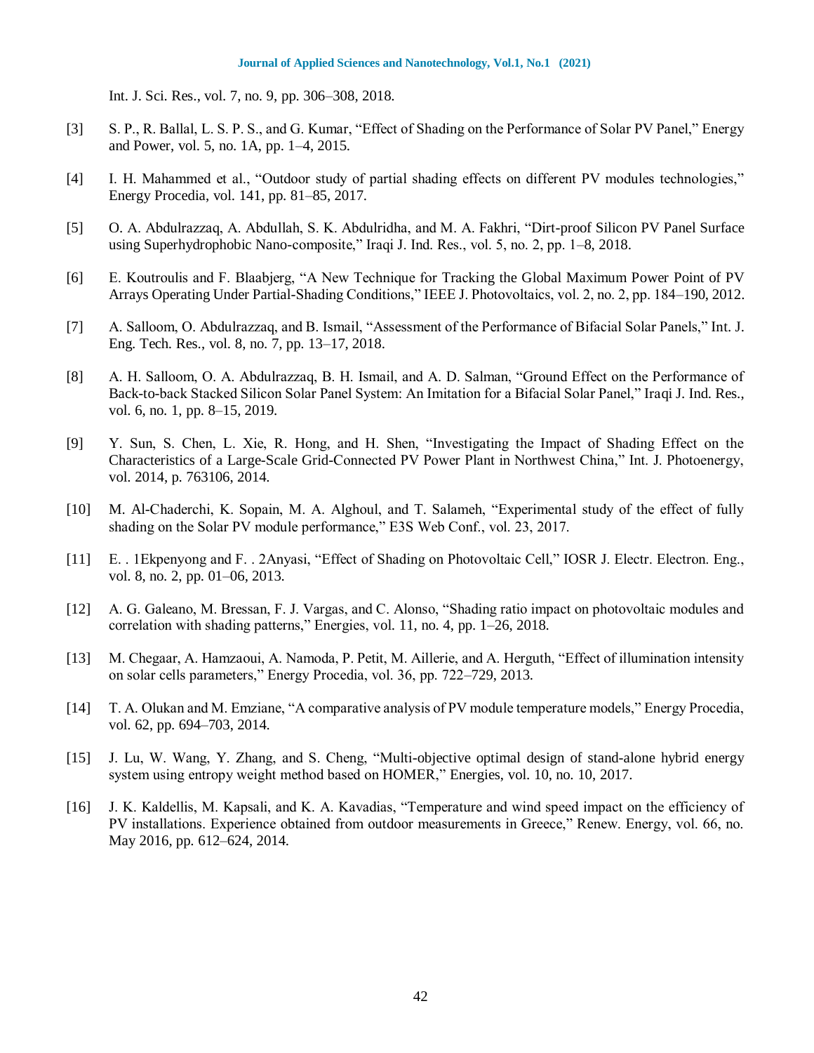Int. J. Sci. Res., vol. 7, no. 9, pp. 306–308, 2018.

[3] S. P., R. Ballal, L. S. P. S., and G. Kumar, "Effect of Shading on the Performance of Solar PV Panel," Energy and Power, vol. 5, no. 1A, pp. 1–4, 2015.

[4] I. H. Mahammed et al., "Outdoor study of partial shading effects on different PV modules technologies," Energy Procedia, vol. 141, pp. 81–85, 2017.

[5] O. A. Abdulrazzaq, A. Abdullah, S. K. Abdulridha, and M. A. Fakhri, "Dirt-proof Silicon PV Panel Surface using Superhydrophobic Nano-composite," Iraqi J. Ind. Res., vol. 5, no. 2, pp. 1–8, 2018.

[6] E. Koutroulis and F. Blaabjerg, "A New Technique for Tracking the Global Maximum Power Point of PV Arrays Operating Under Partial-Shading Conditions," IEEE J. Photovoltaics, vol. 2, no. 2, pp. 184–190, 2012.

[7] A. Salloom, O. Abdulrazzaq, and B. Ismail, "Assessment of the Performance of Bifacial Solar Panels," Int. J. Eng. Tech. Res., vol. 8, no. 7, pp. 13–17, 2018.

[8] A. H. Salloom, O. A. Abdulrazzaq, B. H. Ismail, and A. D. Salman, "Ground Effect on the Performance of Back-to-back Stacked Silicon Solar Panel System: An Imitation for a Bifacial Solar Panel," Iraqi J. Ind. Res., vol. 6, no. 1, pp. 8–15, 2019.

[9] Y. Sun, S. Chen, L. Xie, R. Hong, and H. Shen, "Investigating the Impact of Shading Effect on the Characteristics of a Large-Scale Grid-Connected PV Power Plant in Northwest China," Int. J. Photoenergy, vol. 2014, p. 763106, 2014.

[10] M. Al-Chaderchi, K. Sopain, M. A. Alghoul, and T. Salameh, "Experimental study of the effect of fully shading on the Solar PV module performance," E3S Web Conf., vol. 23, 2017.

[11] E. . 1Ekpenyong and F. . 2Anyasi, "Effect of Shading on Photovoltaic Cell," IOSR J. Electr. Electron. Eng., vol. 8, no. 2, pp. 01–06, 2013.

[12] A. G. Galeano, M. Bressan, F. J. Vargas, and C. Alonso, "Shading ratio impact on photovoltaic modules and correlation with shading patterns," Energies, vol. 11, no. 4, pp. 1–26, 2018.

[13] M. Chegaar, A. Hamzaoui, A. Namoda, P. Petit, M. Aillerie, and A. Herguth, "Effect of illumination intensity on solar cells parameters," Energy Procedia, vol. 36, pp. 722–729, 2013.

[14] T. A. Olukan and M. Emziane, "A comparative analysis of PV module temperature models," Energy Procedia, vol. 62, pp. 694–703, 2014.

[15] J. Lu, W. Wang, Y. Zhang, and S. Cheng, "Multi-objective optimal design of stand-alone hybrid energy system using entropy weight method based on HOMER," Energies, vol. 10, no. 10, 2017.

[16] J. K. Kaldellis, M. Kapsali, and K. A. Kavadias, "Temperature and wind speed impact on the efficiency of PV installations. Experience obtained from outdoor measurements in Greece," Renew. Energy, vol. 66, no. May 2016, pp. 612–624, 2014.